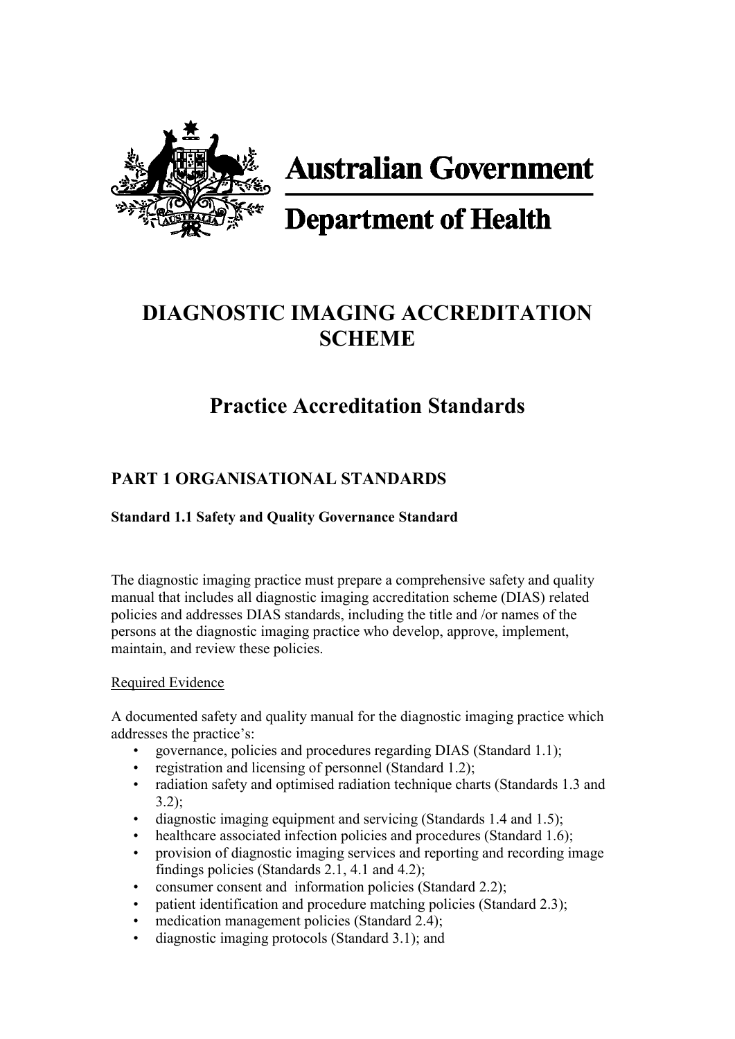Australian Government

Department of Health

# DIAGNOSTIC IMAGING ACCREDITATION SCHEME

# Practice Accreditation Standards

## PART 1 ORGANISATIONAL STANDARDS

### Standard 1.1 Safety and Quality Governance Standard

The diagnostic imaging practice must prepare a comprehensive safety and quality manual that includes all diagnostic imaging accreditation scheme (DIAS) related policies and addresses DIAS standards, including the title and /or names of the persons at the diagnostic imaging practice who develop, approve, implement, maintain, and review these policies.

Required Evidence

A documented safety and quality manual for the diagnostic imaging practice which addresses the practice's:

- governance, policies and procedures regarding DIAS (Standard 1.1);
- registration and licensing of personnel (Standard 1.2);
- radiation safety and optimised radiation technique charts (Standards 1.3 and 3.2);
- diagnostic imaging equipment and servicing (Standards 1.4 and 1.5);
- healthcare associated infection policies and procedures (Standard 1.6);
- provision of diagnostic imaging services and reporting and recording image findings policies (Standards 2.1, 4.1 and 4.2);
- consumer consent and information policies (Standard 2.2);
- patient identification and procedure matching policies (Standard 2.3);
- medication management policies (Standard 2.4);
- diagnostic imaging protocols (Standard 3.1); and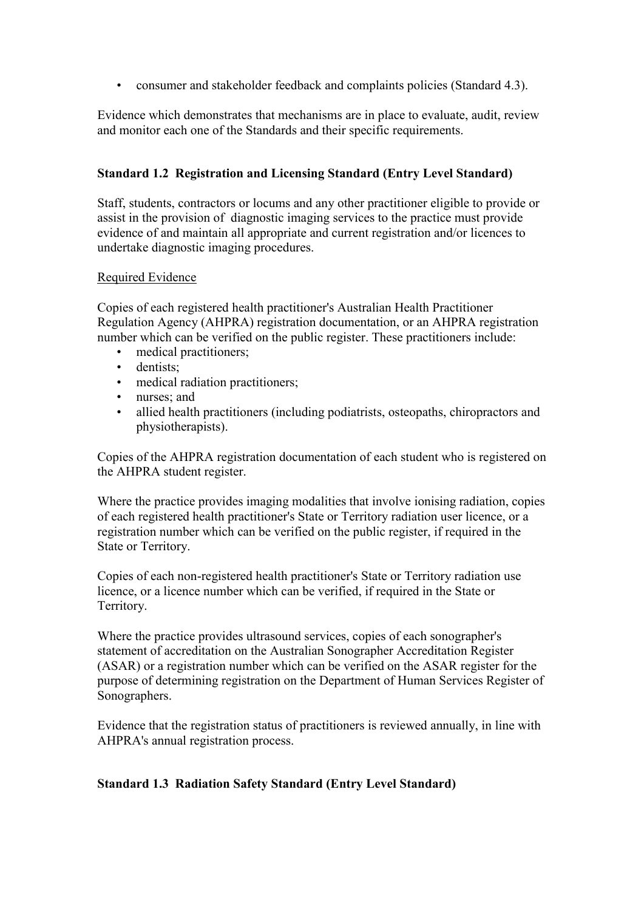- consumer and stakeholder feedback and complaints policies (Standard 4.3).

Evidence which demonstrates that mechanisms are in place to evaluate, audit, review and monitor each one of the Standards and their specific requirements.

### Standard 1.2 Registration and Licensing Standard (Entry Level Standard)

Staff, students, contractors or locums and any other practitioner eligible to provide or assist in the provision of diagnostic imaging services to the practice must provide evidence of and maintain all appropriate and current registration and/or licences to undertake diagnostic imaging procedures.

Required Evidence

Copies of each registered health practitioner's Australian Health Practitioner Regulation Agency (AHPRA) registration documentation, or an AHPRA registration number which can be verified on the public register. These practitioners include:

- medical practitioners;
- dentists;
- medical radiation practitioners;
- nurses; and
- allied health practitioners (including podiatrists, osteopaths, chiropractors and physiotherapists).

Copies of the AHPRA registration documentation of each student who is registered on the AHPRA student register.

Where the practice provides imaging modalities that involve ionising radiation, copies of each registered health practitioner's State or Territory radiation user licence, or a registration number which can be verified on the public register, if required in the State or Territory.

Copies of each non-registered health practitioner's State or Territory radiation use licence, or a licence number which can be verified, if required in the State or Territory.

Where the practice provides ultrasound services, copies of each sonographer's statement of accreditation on the Australian Sonographer Accreditation Register (ASAR) or a registration number which can be verified on the ASAR register for the purpose of determining registration on the Department of Human Services Register of Sonographers.

Evidence that the registration status of practitioners is reviewed annually, in line with AHPRA's annual registration process.

### Standard 1.3 Radiation Safety Standard (Entry Level Standard)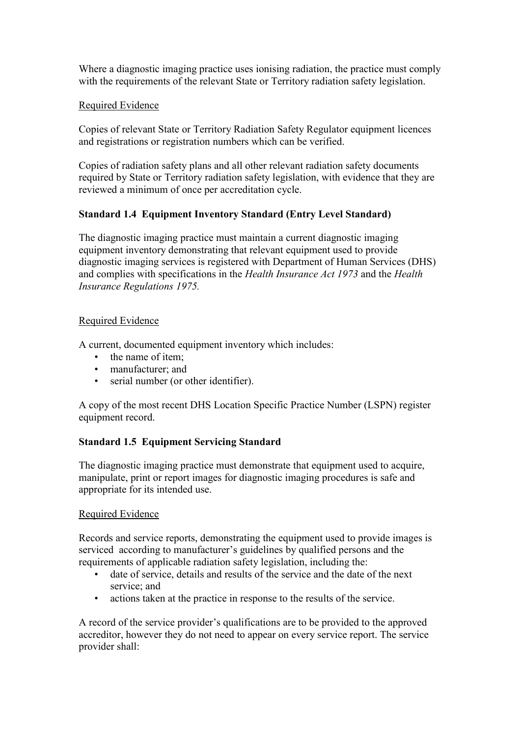Where a diagnostic imaging practice uses ionising radiation, the practice must comply with the requirements of the relevant State or Territory radiation safety legislation.

Required Evidence

Copies of relevant State or Territory Radiation Safety Regulator equipment licences and registrations or registration numbers which can be verified.

Copies of radiation safety plans and all other relevant radiation safety documents required by State or Territory radiation safety legislation, with evidence that they are reviewed a minimum of once per accreditation cycle.

**Standard 1.4 Equipment Inventory Standard (Entry Level Standard)**

The diagnostic imaging practice must maintain a current diagnostic imaging equipment inventory demonstrating that relevant equipment used to provide diagnostic imaging services is registered with Department of Human Services (DHS) and complies with specifications in the *Health Insurance Act 1973* and the *Health Insurance Regulations 1975.*

Required Evidence

A current, documented equipment inventory which includes:

- the name of item;
- manufacturer; and
- serial number (or other identifier).

A copy of the most recent DHS Location Specific Practice Number (LSPN) register equipment record.

**Standard 1.5 Equipment Servicing Standard**

The diagnostic imaging practice must demonstrate that equipment used to acquire, manipulate, print or report images for diagnostic imaging procedures is safe and appropriate for its intended use.

Required Evidence

Records and service reports, demonstrating the equipment used to provide images is serviced according to manufacturer's guidelines by qualified persons and the requirements of applicable radiation safety legislation, including the:

- date of service, details and results of the service and the date of the next service; and
- actions taken at the practice in response to the results of the service.

A record of the service provider's qualifications are to be provided to the approved accreditor, however they do not need to appear on every service report. The service provider shall: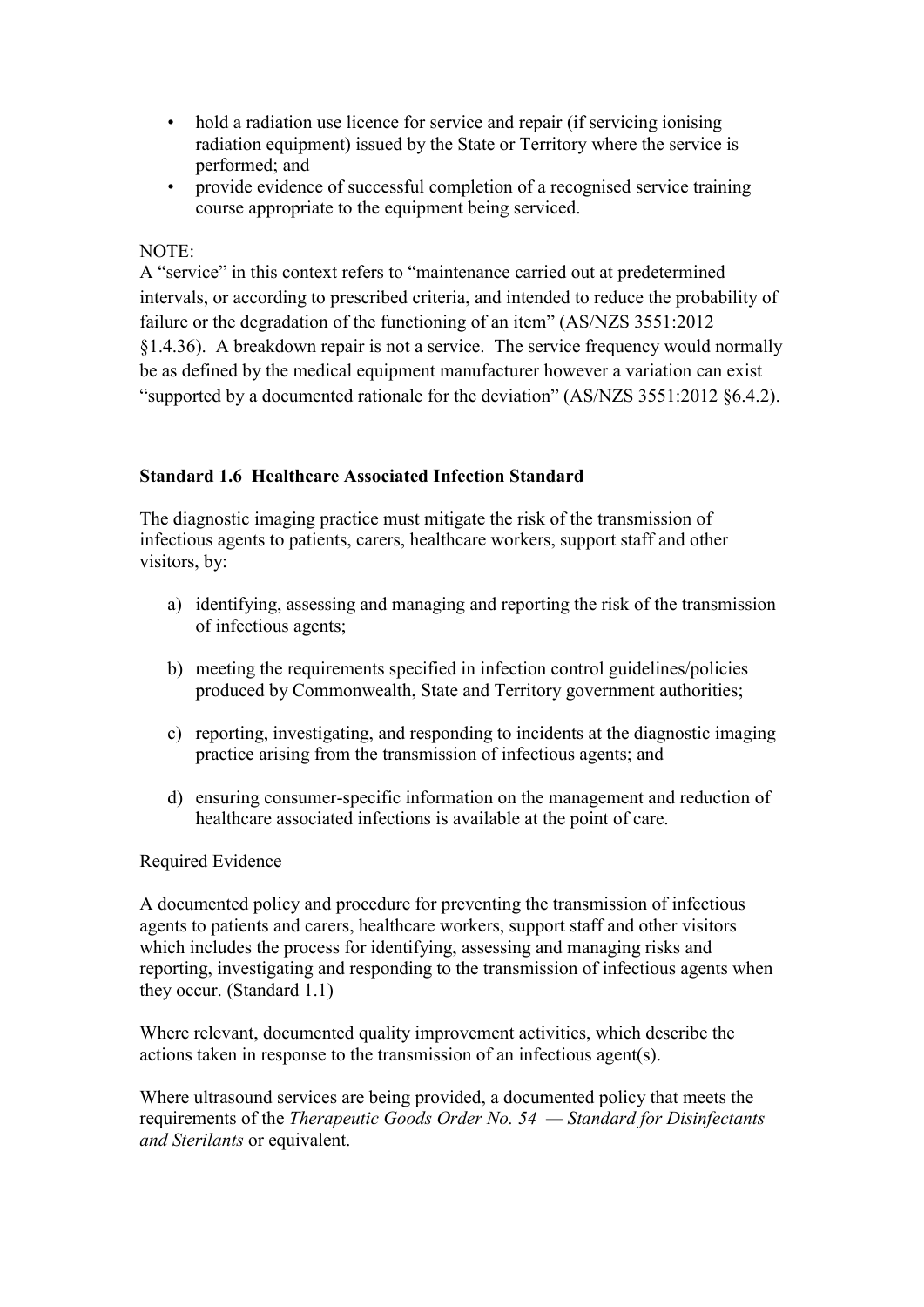- hold a radiation use licence for service and repair (if servicing ionising radiation equipment) issued by the State or Territory where the service is performed; and
- provide evidence of successful completion of a recognised service training course appropriate to the equipment being serviced.

NOTE:

A "service" in this context refers to "maintenance carried out at predetermined intervals, or according to prescribed criteria, and intended to reduce the probability of failure or the degradation of the functioning of an item" (AS/NZS 3551:2012 §1.4.36). A breakdown repair is not a service. The service frequency would normally be as defined by the medical equipment manufacturer however a variation can exist "supported by a documented rationale for the deviation" (AS/NZS 3551:2012 §6.4.2).

**Standard 1.6 Healthcare Associated Infection Standard**

The diagnostic imaging practice must mitigate the risk of the transmission of infectious agents to patients, carers, healthcare workers, support staff and other visitors, by:

a) identifying, assessing and managing and reporting the risk of the transmission of infectious agents;

b) meeting the requirements specified in infection control guidelines/policies produced by Commonwealth, State and Territory government authorities;

c) reporting, investigating, and responding to incidents at the diagnostic imaging practice arising from the transmission of infectious agents; and

d) ensuring consumer-specific information on the management and reduction of healthcare associated infections is available at the point of care.

Required Evidence

A documented policy and procedure for preventing the transmission of infectious agents to patients and carers, healthcare workers, support staff and other visitors which includes the process for identifying, assessing and managing risks and reporting, investigating and responding to the transmission of infectious agents when they occur. (Standard 1.1)

Where relevant, documented quality improvement activities, which describe the actions taken in response to the transmission of an infectious agent(s).

Where ultrasound services are being provided, a documented policy that meets the requirements of the *Therapeutic Goods Order No. 54 — Standard for Disinfectants and Sterilants* or equivalent.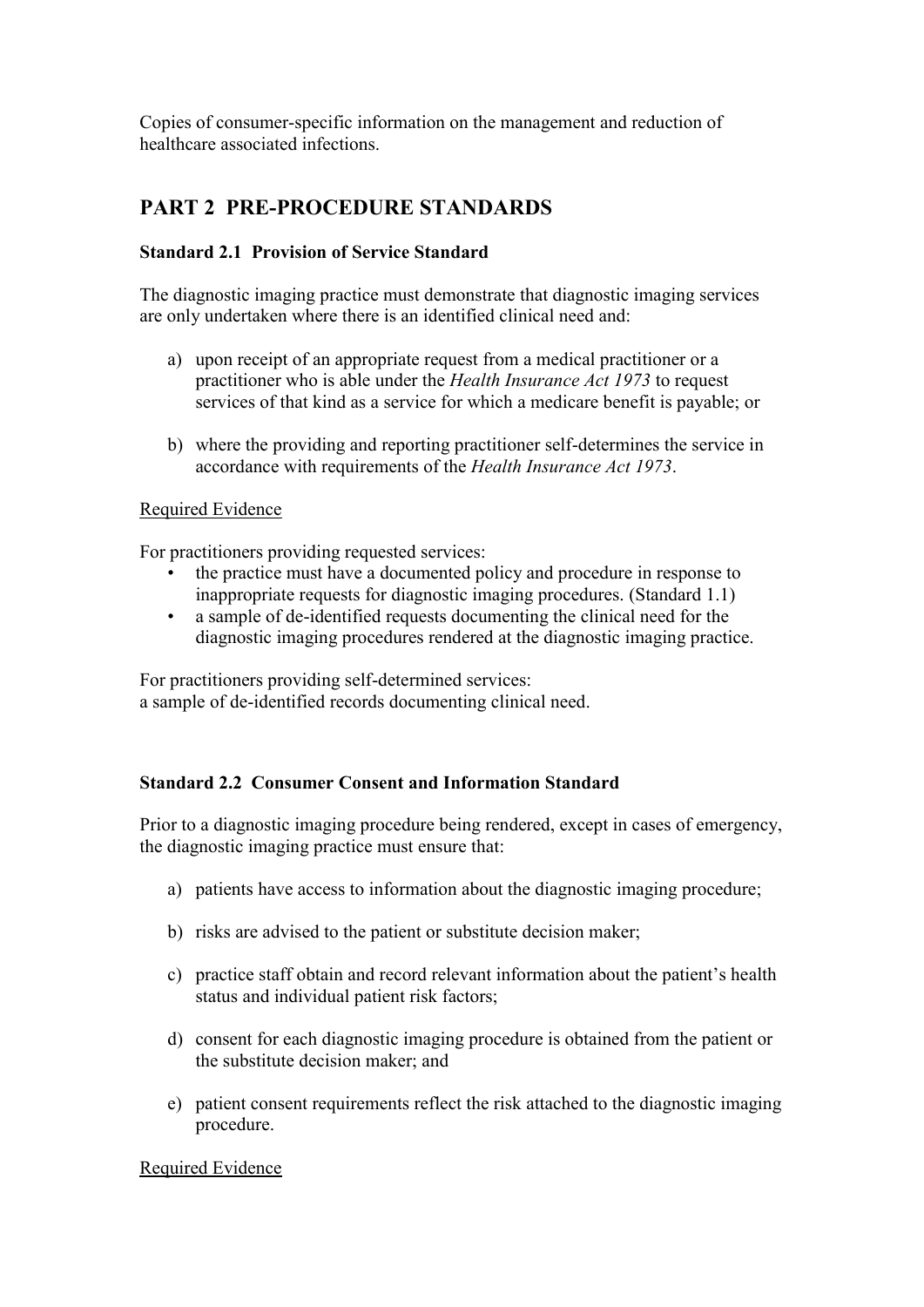Copies of consumer-specific information on the management and reduction of healthcare associated infections.

## PART 2 PRE-PROCEDURE STANDARDS

### Standard 2.1 Provision of Service Standard

The diagnostic imaging practice must demonstrate that diagnostic imaging services are only undertaken where there is an identified clinical need and:

a) upon receipt of an appropriate request from a medical practitioner or a practitioner who is able under the *Health Insurance Act 1973* to request services of that kind as a service for which a medicare benefit is payable; or

b) where the providing and reporting practitioner self-determines the service in accordance with requirements of the *Health Insurance Act 1973*.

Required Evidence

For practitioners providing requested services:

- the practice must have a documented policy and procedure in response to inappropriate requests for diagnostic imaging procedures. (Standard 1.1)
- a sample of de-identified requests documenting the clinical need for the diagnostic imaging procedures rendered at the diagnostic imaging practice.

For practitioners providing self-determined services:
a sample of de-identified records documenting clinical need.

### Standard 2.2 Consumer Consent and Information Standard

Prior to a diagnostic imaging procedure being rendered, except in cases of emergency, the diagnostic imaging practice must ensure that:

a) patients have access to information about the diagnostic imaging procedure;

b) risks are advised to the patient or substitute decision maker;

c) practice staff obtain and record relevant information about the patient's health status and individual patient risk factors;

d) consent for each diagnostic imaging procedure is obtained from the patient or the substitute decision maker; and

e) patient consent requirements reflect the risk attached to the diagnostic imaging procedure.

Required Evidence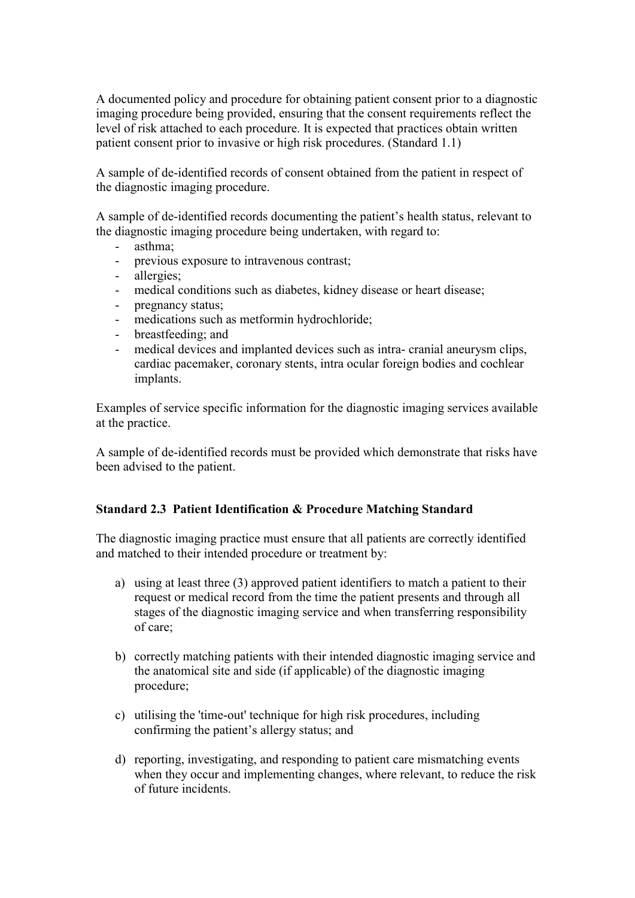A documented policy and procedure for obtaining patient consent prior to a diagnostic imaging procedure being provided, ensuring that the consent requirements reflect the level of risk attached to each procedure. It is expected that practices obtain written patient consent prior to invasive or high risk procedures. (Standard 1.1)

A sample of de-identified records of consent obtained from the patient in respect of the diagnostic imaging procedure.

A sample of de-identified records documenting the patient's health status, relevant to the diagnostic imaging procedure being undertaken, with regard to:

- asthma;
- previous exposure to intravenous contrast;
- allergies;
- medical conditions such as diabetes, kidney disease or heart disease;
- pregnancy status;
- medications such as metformin hydrochloride;
- breastfeeding; and
- medical devices and implanted devices such as intra- cranial aneurysm clips, cardiac pacemaker, coronary stents, intra ocular foreign bodies and cochlear implants.

Examples of service specific information for the diagnostic imaging services available at the practice.

A sample of de-identified records must be provided which demonstrate that risks have been advised to the patient.

### Standard 2.3 Patient Identification & Procedure Matching Standard

The diagnostic imaging practice must ensure that all patients are correctly identified and matched to their intended procedure or treatment by:

a) using at least three (3) approved patient identifiers to match a patient to their request or medical record from the time the patient presents and through all stages of the diagnostic imaging service and when transferring responsibility of care;

b) correctly matching patients with their intended diagnostic imaging service and the anatomical site and side (if applicable) of the diagnostic imaging procedure;

c) utilising the 'time-out' technique for high risk procedures, including confirming the patient's allergy status; and

d) reporting, investigating, and responding to patient care mismatching events when they occur and implementing changes, where relevant, to reduce the risk of future incidents.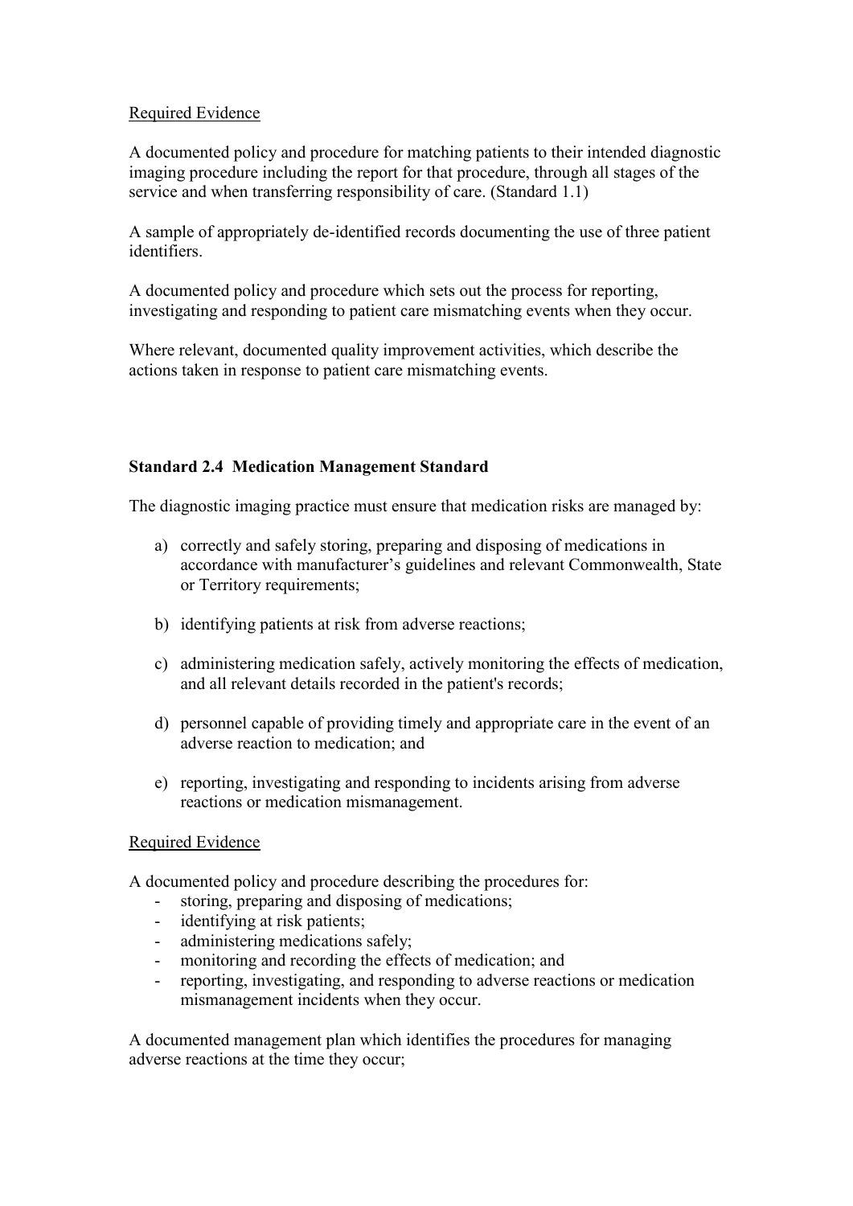Required Evidence

A documented policy and procedure for matching patients to their intended diagnostic imaging procedure including the report for that procedure, through all stages of the service and when transferring responsibility of care. (Standard 1.1)

A sample of appropriately de-identified records documenting the use of three patient identifiers.

A documented policy and procedure which sets out the process for reporting, investigating and responding to patient care mismatching events when they occur.

Where relevant, documented quality improvement activities, which describe the actions taken in response to patient care mismatching events.

### Standard 2.4 Medication Management Standard

The diagnostic imaging practice must ensure that medication risks are managed by:

a) correctly and safely storing, preparing and disposing of medications in accordance with manufacturer's guidelines and relevant Commonwealth, State or Territory requirements;

b) identifying patients at risk from adverse reactions;

c) administering medication safely, actively monitoring the effects of medication, and all relevant details recorded in the patient's records;

d) personnel capable of providing timely and appropriate care in the event of an adverse reaction to medication; and

e) reporting, investigating and responding to incidents arising from adverse reactions or medication mismanagement.

Required Evidence

A documented policy and procedure describing the procedures for:

- storing, preparing and disposing of medications;
- identifying at risk patients;
- administering medications safely;
- monitoring and recording the effects of medication; and
- reporting, investigating, and responding to adverse reactions or medication mismanagement incidents when they occur.

A documented management plan which identifies the procedures for managing adverse reactions at the time they occur;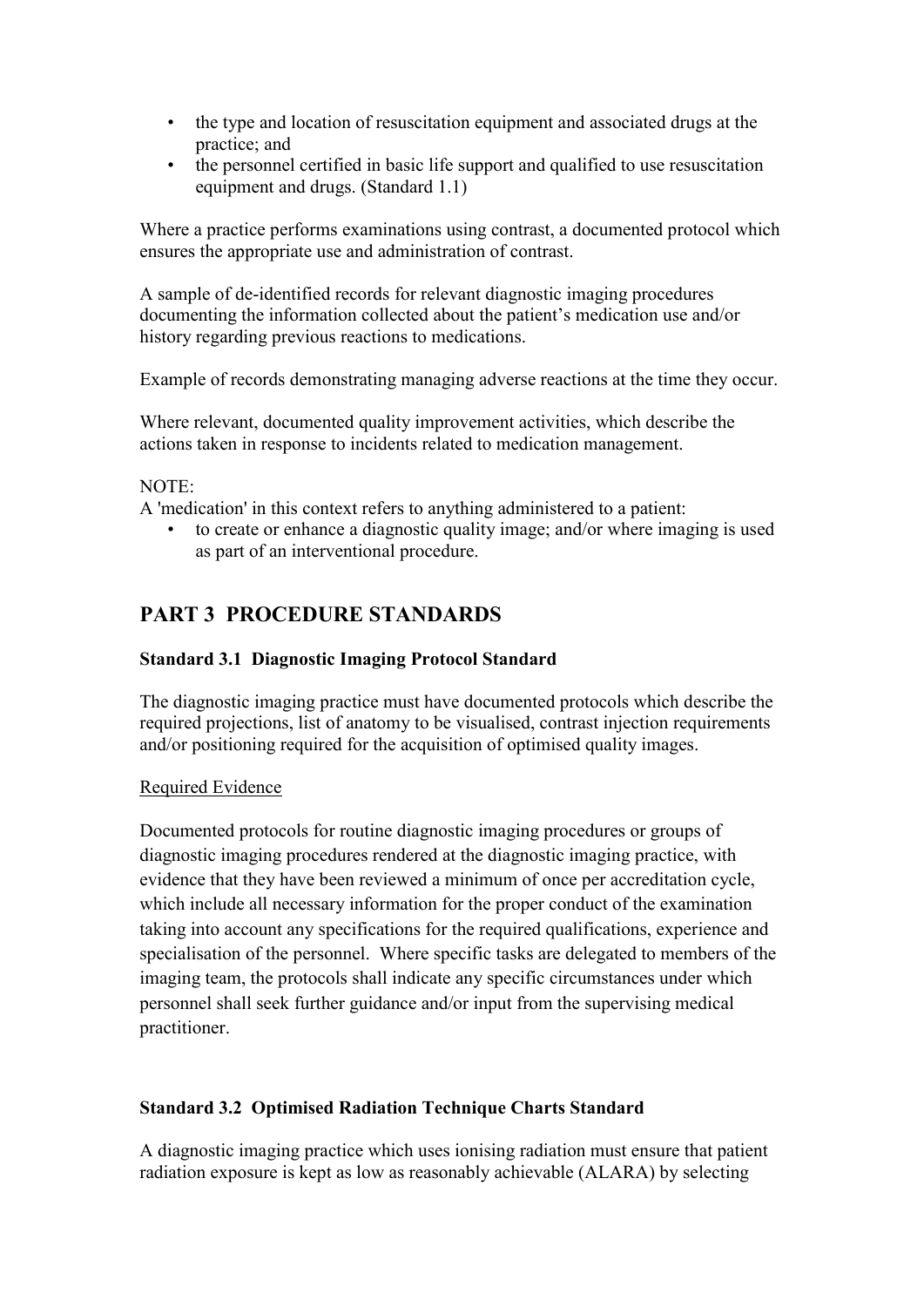- the type and location of resuscitation equipment and associated drugs at the practice; and
- the personnel certified in basic life support and qualified to use resuscitation equipment and drugs. (Standard 1.1)

Where a practice performs examinations using contrast, a documented protocol which ensures the appropriate use and administration of contrast.

A sample of de-identified records for relevant diagnostic imaging procedures documenting the information collected about the patient's medication use and/or history regarding previous reactions to medications.

Example of records demonstrating managing adverse reactions at the time they occur.

Where relevant, documented quality improvement activities, which describe the actions taken in response to incidents related to medication management.

NOTE:
A 'medication' in this context refers to anything administered to a patient:

- to create or enhance a diagnostic quality image; and/or where imaging is used as part of an interventional procedure.

## PART 3 PROCEDURE STANDARDS

### Standard 3.1 Diagnostic Imaging Protocol Standard

The diagnostic imaging practice must have documented protocols which describe the required projections, list of anatomy to be visualised, contrast injection requirements and/or positioning required for the acquisition of optimised quality images.

Required Evidence

Documented protocols for routine diagnostic imaging procedures or groups of diagnostic imaging procedures rendered at the diagnostic imaging practice, with evidence that they have been reviewed a minimum of once per accreditation cycle, which include all necessary information for the proper conduct of the examination taking into account any specifications for the required qualifications, experience and specialisation of the personnel. Where specific tasks are delegated to members of the imaging team, the protocols shall indicate any specific circumstances under which personnel shall seek further guidance and/or input from the supervising medical practitioner.

### Standard 3.2 Optimised Radiation Technique Charts Standard

A diagnostic imaging practice which uses ionising radiation must ensure that patient radiation exposure is kept as low as reasonably achievable (ALARA) by selecting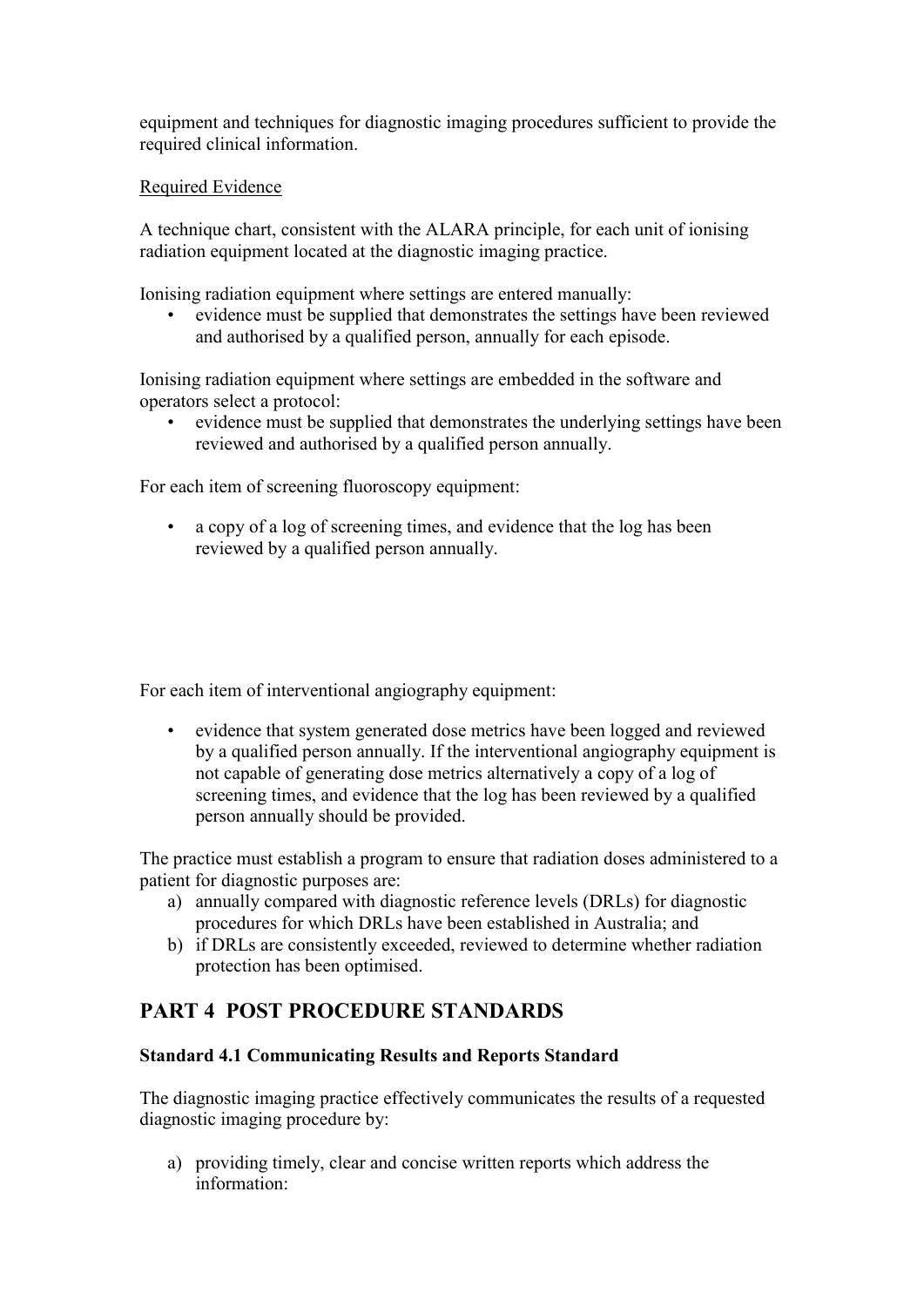equipment and techniques for diagnostic imaging procedures sufficient to provide the required clinical information.

Required Evidence

A technique chart, consistent with the ALARA principle, for each unit of ionising radiation equipment located at the diagnostic imaging practice.

Ionising radiation equipment where settings are entered manually:

- evidence must be supplied that demonstrates the settings have been reviewed and authorised by a qualified person, annually for each episode.

Ionising radiation equipment where settings are embedded in the software and operators select a protocol:

- evidence must be supplied that demonstrates the underlying settings have been reviewed and authorised by a qualified person annually.

For each item of screening fluoroscopy equipment:

- a copy of a log of screening times, and evidence that the log has been reviewed by a qualified person annually.

For each item of interventional angiography equipment:

- evidence that system generated dose metrics have been logged and reviewed by a qualified person annually. If the interventional angiography equipment is not capable of generating dose metrics alternatively a copy of a log of screening times, and evidence that the log has been reviewed by a qualified person annually should be provided.

The practice must establish a program to ensure that radiation doses administered to a patient for diagnostic purposes are:

a) annually compared with diagnostic reference levels (DRLs) for diagnostic procedures for which DRLs have been established in Australia; and
b) if DRLs are consistently exceeded, reviewed to determine whether radiation protection has been optimised.

## PART 4 POST PROCEDURE STANDARDS

### Standard 4.1 Communicating Results and Reports Standard

The diagnostic imaging practice effectively communicates the results of a requested diagnostic imaging procedure by:

a) providing timely, clear and concise written reports which address the information: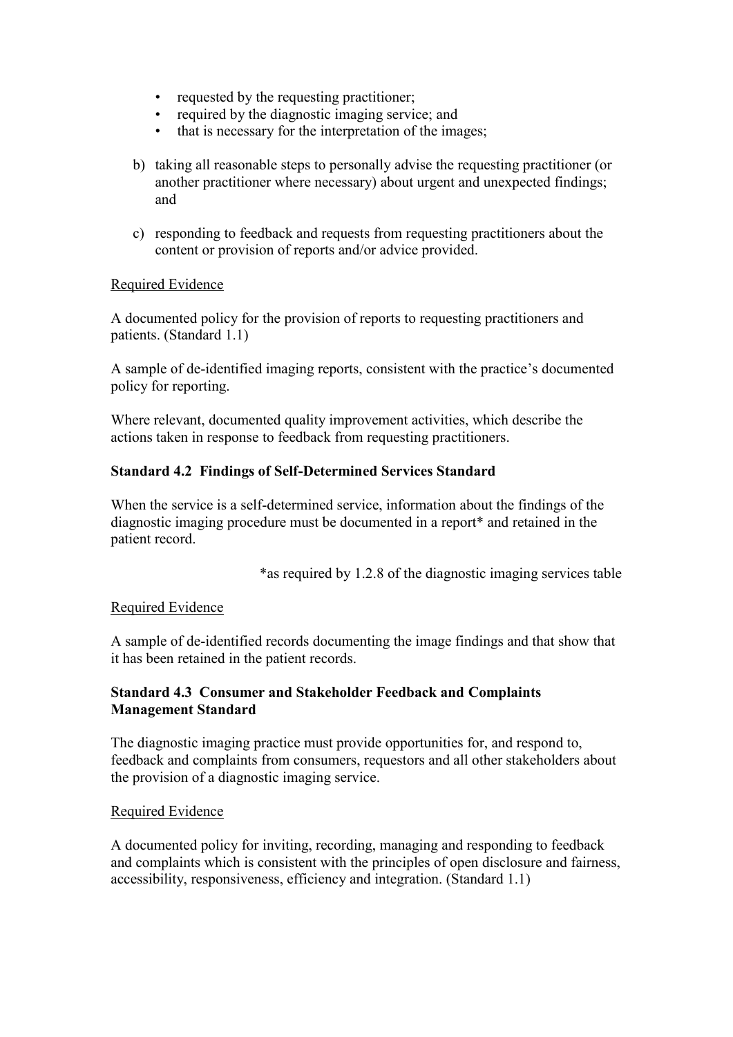- requested by the requesting practitioner;
- required by the diagnostic imaging service; and
- that is necessary for the interpretation of the images;

b) taking all reasonable steps to personally advise the requesting practitioner (or another practitioner where necessary) about urgent and unexpected findings; and

c) responding to feedback and requests from requesting practitioners about the content or provision of reports and/or advice provided.

Required Evidence

A documented policy for the provision of reports to requesting practitioners and patients. (Standard 1.1)

A sample of de-identified imaging reports, consistent with the practice's documented policy for reporting.

Where relevant, documented quality improvement activities, which describe the actions taken in response to feedback from requesting practitioners.

**Standard 4.2 Findings of Self-Determined Services Standard**

When the service is a self-determined service, information about the findings of the diagnostic imaging procedure must be documented in a report* and retained in the patient record.

*as required by 1.2.8 of the diagnostic imaging services table

Required Evidence

A sample of de-identified records documenting the image findings and that show that it has been retained in the patient records.

**Standard 4.3 Consumer and Stakeholder Feedback and Complaints Management Standard**

The diagnostic imaging practice must provide opportunities for, and respond to, feedback and complaints from consumers, requestors and all other stakeholders about the provision of a diagnostic imaging service.

Required Evidence

A documented policy for inviting, recording, managing and responding to feedback and complaints which is consistent with the principles of open disclosure and fairness, accessibility, responsiveness, efficiency and integration. (Standard 1.1)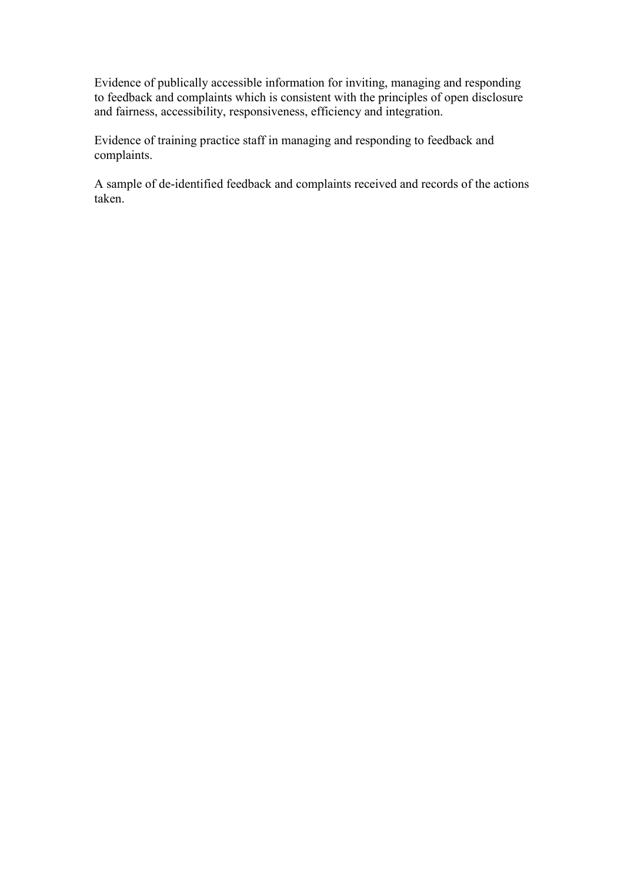Evidence of publically accessible information for inviting, managing and responding to feedback and complaints which is consistent with the principles of open disclosure and fairness, accessibility, responsiveness, efficiency and integration.

Evidence of training practice staff in managing and responding to feedback and complaints.

A sample of de-identified feedback and complaints received and records of the actions taken.